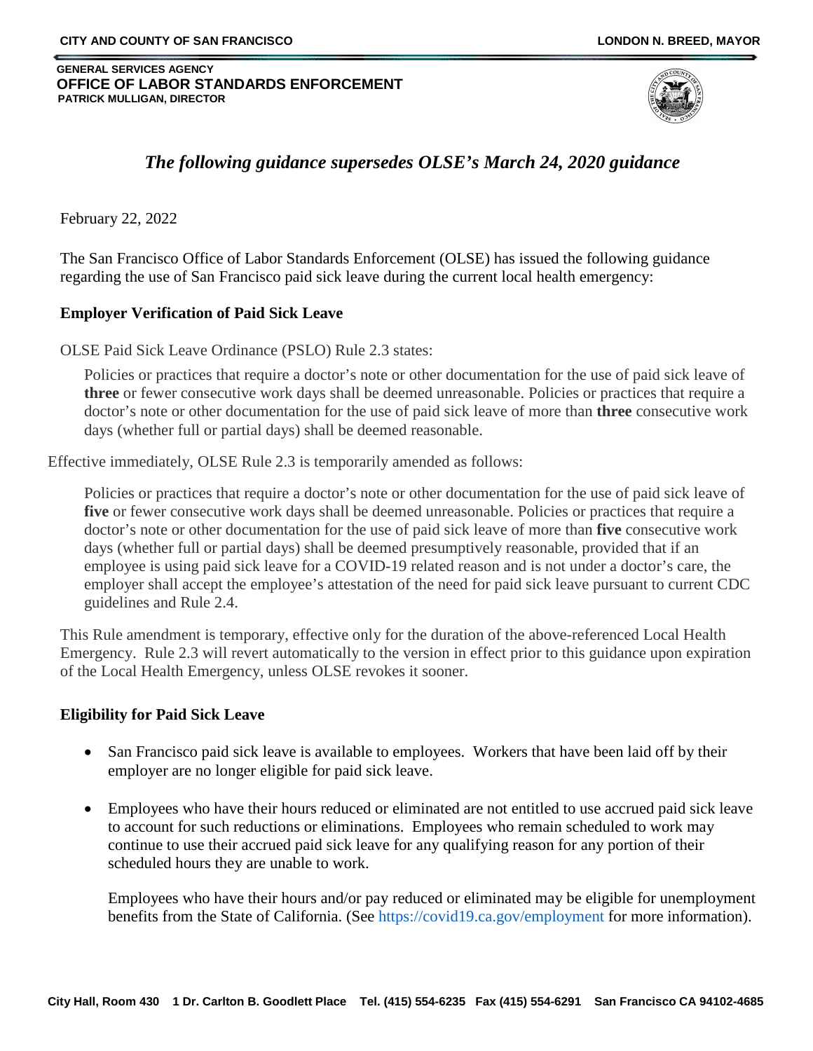CITY AND COUNTY OF SAN FRANCISCO | LONDON N. BREED, MAYOR

GENERAL SERVICES AGENCY
**OFFICE OF LABOR STANDARDS ENFORCEMENT**
PATRICK MULLIGAN, DIRECTOR

***The following guidance supersedes OLSE's March 24, 2020 guidance***

February 22, 2022

The San Francisco Office of Labor Standards Enforcement (OLSE) has issued the following guidance regarding the use of San Francisco paid sick leave during the current local health emergency:

**Employer Verification of Paid Sick Leave**

OLSE Paid Sick Leave Ordinance (PSLO) Rule 2.3 states:

> Policies or practices that require a doctor's note or other documentation for the use of paid sick leave of **three** or fewer consecutive work days shall be deemed unreasonable. Policies or practices that require a doctor's note or other documentation for the use of paid sick leave of more than **three** consecutive work days (whether full or partial days) shall be deemed reasonable.

Effective immediately, OLSE Rule 2.3 is temporarily amended as follows:

> Policies or practices that require a doctor's note or other documentation for the use of paid sick leave of **five** or fewer consecutive work days shall be deemed unreasonable. Policies or practices that require a doctor's note or other documentation for the use of paid sick leave of more than **five** consecutive work days (whether full or partial days) shall be deemed presumptively reasonable, provided that if an employee is using paid sick leave for a COVID-19 related reason and is not under a doctor's care, the employer shall accept the employee's attestation of the need for paid sick leave pursuant to current CDC guidelines and Rule 2.4.

This Rule amendment is temporary, effective only for the duration of the above-referenced Local Health Emergency. Rule 2.3 will revert automatically to the version in effect prior to this guidance upon expiration of the Local Health Emergency, unless OLSE revokes it sooner.

**Eligibility for Paid Sick Leave**

- San Francisco paid sick leave is available to employees. Workers that have been laid off by their employer are no longer eligible for paid sick leave.

- Employees who have their hours reduced or eliminated are not entitled to use accrued paid sick leave to account for such reductions or eliminations. Employees who remain scheduled to work may continue to use their accrued paid sick leave for any qualifying reason for any portion of their scheduled hours they are unable to work.

  Employees who have their hours and/or pay reduced or eliminated may be eligible for unemployment benefits from the State of California. (See https://covid19.ca.gov/employment for more information).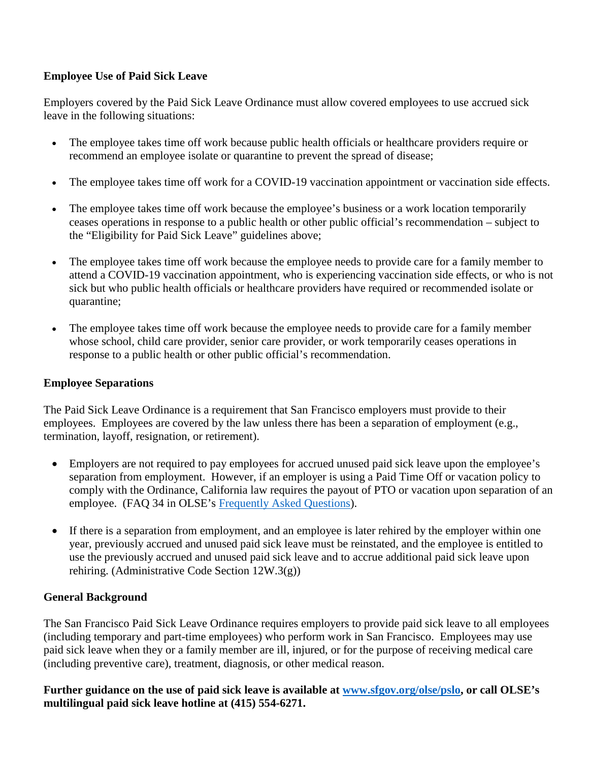**Employee Use of Paid Sick Leave**

Employers covered by the Paid Sick Leave Ordinance must allow covered employees to use accrued sick leave in the following situations:

- The employee takes time off work because public health officials or healthcare providers require or recommend an employee isolate or quarantine to prevent the spread of disease;
- The employee takes time off work for a COVID-19 vaccination appointment or vaccination side effects.
- The employee takes time off work because the employee's business or a work location temporarily ceases operations in response to a public health or other public official's recommendation – subject to the "Eligibility for Paid Sick Leave" guidelines above;
- The employee takes time off work because the employee needs to provide care for a family member to attend a COVID-19 vaccination appointment, who is experiencing vaccination side effects, or who is not sick but who public health officials or healthcare providers have required or recommended isolate or quarantine;
- The employee takes time off work because the employee needs to provide care for a family member whose school, child care provider, senior care provider, or work temporarily ceases operations in response to a public health or other public official's recommendation.

**Employee Separations**

The Paid Sick Leave Ordinance is a requirement that San Francisco employers must provide to their employees. Employees are covered by the law unless there has been a separation of employment (e.g., termination, layoff, resignation, or retirement).

- Employers are not required to pay employees for accrued unused paid sick leave upon the employee's separation from employment. However, if an employer is using a Paid Time Off or vacation policy to comply with the Ordinance, California law requires the payout of PTO or vacation upon separation of an employee. (FAQ 34 in OLSE's [Frequently Asked Questions](#)).
- If there is a separation from employment, and an employee is later rehired by the employer within one year, previously accrued and unused paid sick leave must be reinstated, and the employee is entitled to use the previously accrued and unused paid sick leave and to accrue additional paid sick leave upon rehiring. (Administrative Code Section 12W.3(g))

**General Background**

The San Francisco Paid Sick Leave Ordinance requires employers to provide paid sick leave to all employees (including temporary and part-time employees) who perform work in San Francisco. Employees may use paid sick leave when they or a family member are ill, injured, or for the purpose of receiving medical care (including preventive care), treatment, diagnosis, or other medical reason.

**Further guidance on the use of paid sick leave is available at [www.sfgov.org/olse/pslo](http://www.sfgov.org/olse/pslo), or call OLSE's multilingual paid sick leave hotline at (415) 554-6271.**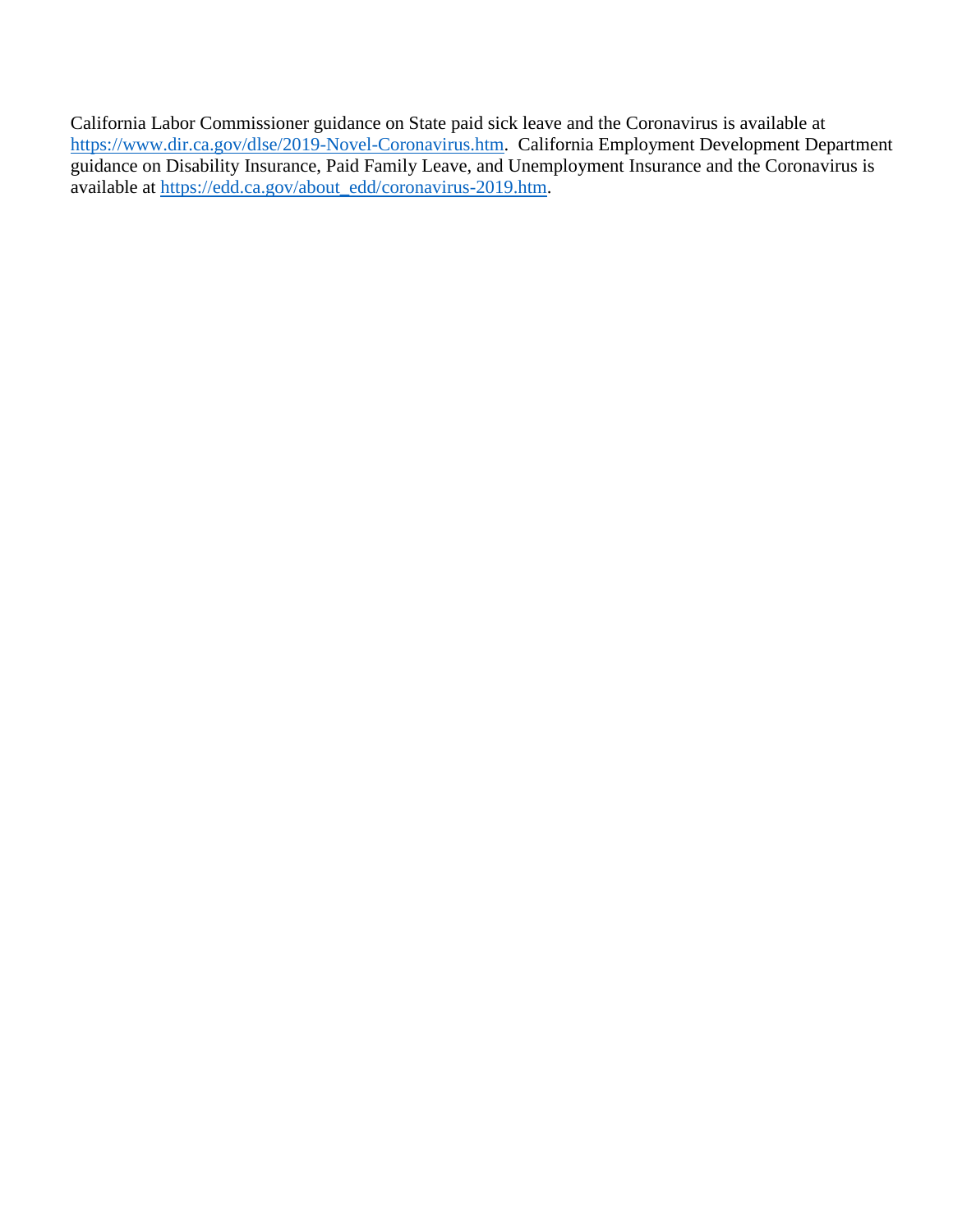California Labor Commissioner guidance on State paid sick leave and the Coronavirus is available at https://www.dir.ca.gov/dlse/2019-Novel-Coronavirus.htm. California Employment Development Department guidance on Disability Insurance, Paid Family Leave, and Unemployment Insurance and the Coronavirus is available at https://edd.ca.gov/about_edd/coronavirus-2019.htm.